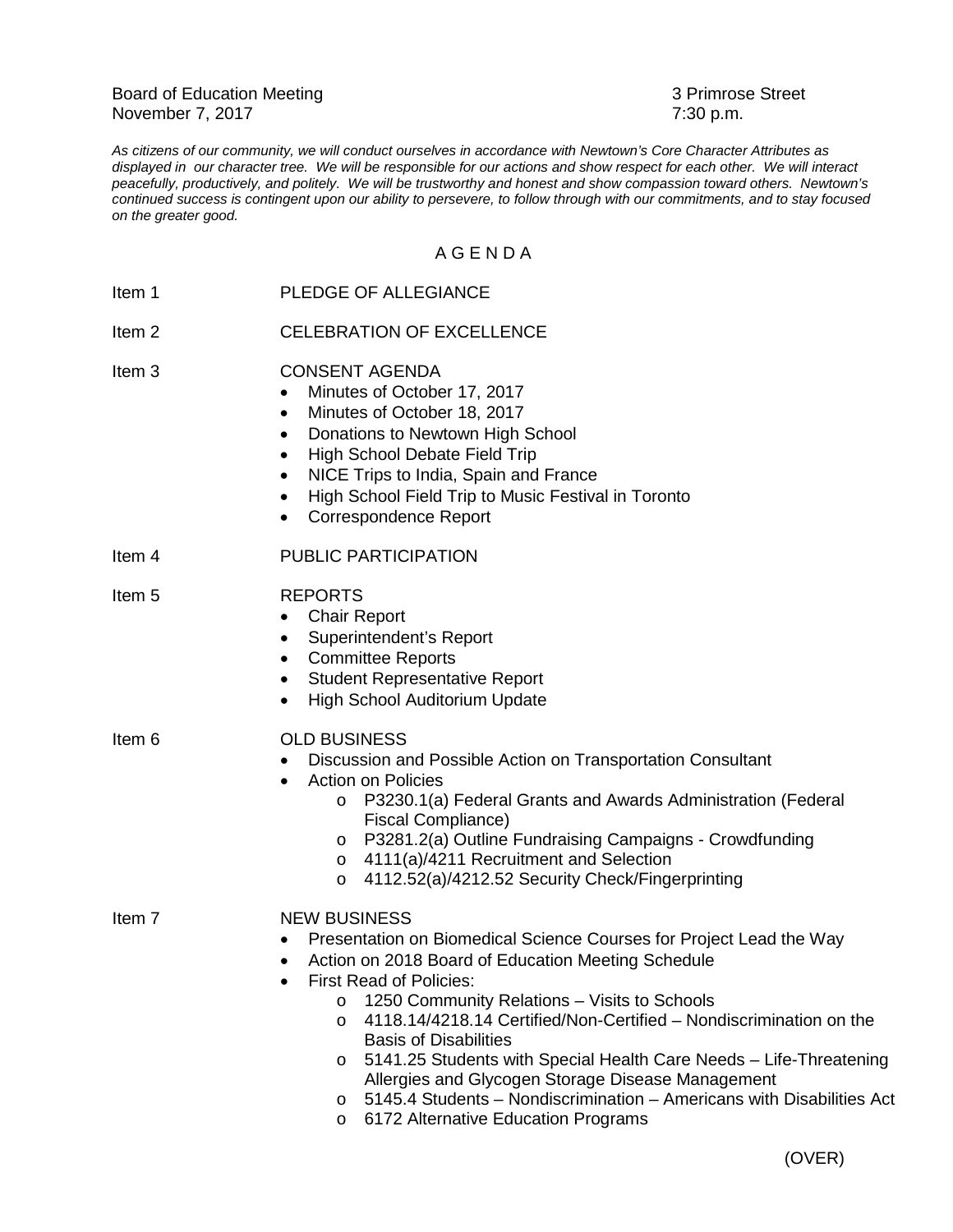Board of Education Meeting
November 7, 2017

3 Primrose Street
7:30 p.m.

*As citizens of our community, we will conduct ourselves in accordance with Newtown's Core Character Attributes as displayed in our character tree. We will be responsible for our actions and show respect for each other. We will interact peacefully, productively, and politely. We will be trustworthy and honest and show compassion toward others. Newtown's continued success is contingent upon our ability to persevere, to follow through with our commitments, and to stay focused on the greater good.*

## A G E N D A

**Item 1** PLEDGE OF ALLEGIANCE

**Item 2** CELEBRATION OF EXCELLENCE

**Item 3** CONSENT AGENDA

- Minutes of October 17, 2017
- Minutes of October 18, 2017
- Donations to Newtown High School
- High School Debate Field Trip
- NICE Trips to India, Spain and France
- High School Field Trip to Music Festival in Toronto
- Correspondence Report

**Item 4** PUBLIC PARTICIPATION

**Item 5** REPORTS

- Chair Report
- Superintendent's Report
- Committee Reports
- Student Representative Report
- High School Auditorium Update

**Item 6** OLD BUSINESS

- Discussion and Possible Action on Transportation Consultant
- Action on Policies
  - P3230.1(a) Federal Grants and Awards Administration (Federal Fiscal Compliance)
  - P3281.2(a) Outline Fundraising Campaigns - Crowdfunding
  - 4111(a)/4211 Recruitment and Selection
  - 4112.52(a)/4212.52 Security Check/Fingerprinting

**Item 7** NEW BUSINESS

- Presentation on Biomedical Science Courses for Project Lead the Way
- Action on 2018 Board of Education Meeting Schedule
- First Read of Policies:
  - 1250 Community Relations – Visits to Schools
  - 4118.14/4218.14 Certified/Non-Certified – Nondiscrimination on the Basis of Disabilities
  - 5141.25 Students with Special Health Care Needs – Life-Threatening Allergies and Glycogen Storage Disease Management
  - 5145.4 Students – Nondiscrimination – Americans with Disabilities Act
  - 6172 Alternative Education Programs

(OVER)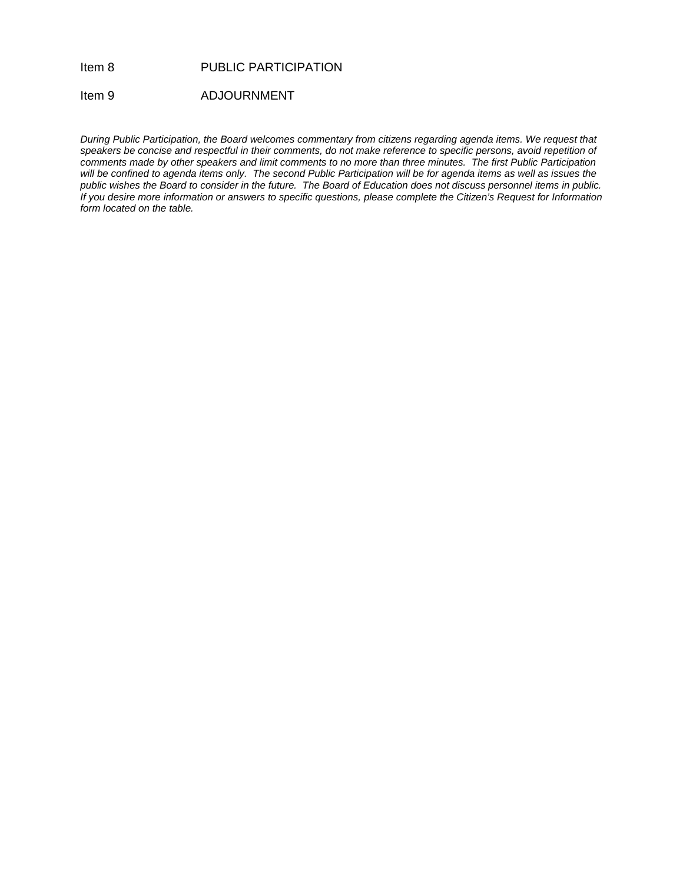Item 8 PUBLIC PARTICIPATION

Item 9 ADJOURNMENT

*During Public Participation, the Board welcomes commentary from citizens regarding agenda items. We request that speakers be concise and respectful in their comments, do not make reference to specific persons, avoid repetition of comments made by other speakers and limit comments to no more than three minutes. The first Public Participation will be confined to agenda items only. The second Public Participation will be for agenda items as well as issues the public wishes the Board to consider in the future. The Board of Education does not discuss personnel items in public. If you desire more information or answers to specific questions, please complete the Citizen's Request for Information form located on the table.*